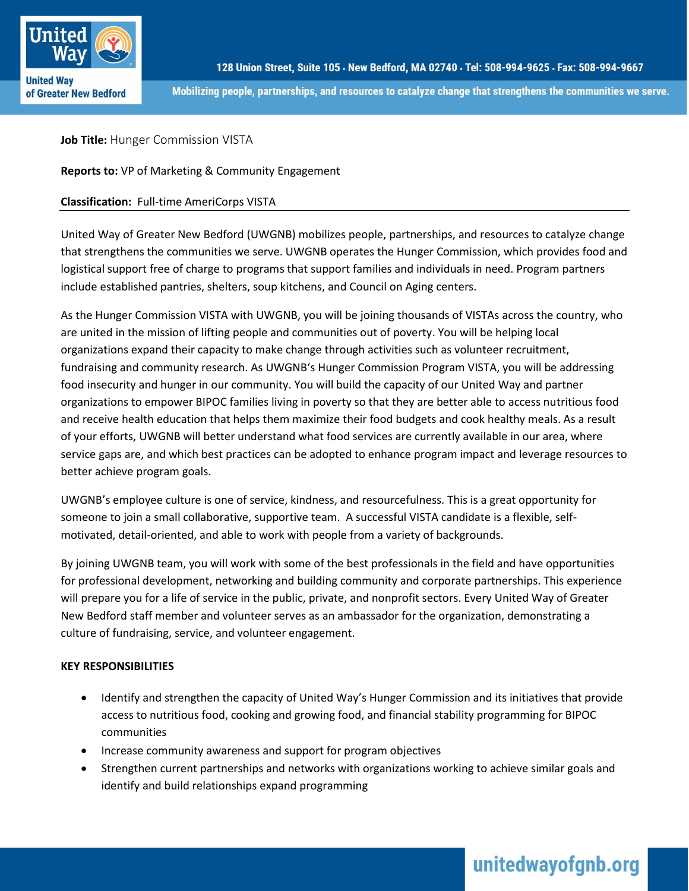**Job Title:** Hunger Commission VISTA

**Reports to:** VP of Marketing & Community Engagement

**Classification:** Full-time AmeriCorps VISTA

United Way of Greater New Bedford (UWGNB) mobilizes people, partnerships, and resources to catalyze change that strengthens the communities we serve. UWGNB operates the Hunger Commission, which provides food and logistical support free of charge to programs that support families and individuals in need. Program partners include established pantries, shelters, soup kitchens, and Council on Aging centers.

As the Hunger Commission VISTA with UWGNB, you will be joining thousands of VISTAs across the country, who are united in the mission of lifting people and communities out of poverty. You will be helping local organizations expand their capacity to make change through activities such as volunteer recruitment, fundraising and community research. As UWGNB's Hunger Commission Program VISTA, you will be addressing food insecurity and hunger in our community. You will build the capacity of our United Way and partner organizations to empower BIPOC families living in poverty so that they are better able to access nutritious food and receive health education that helps them maximize their food budgets and cook healthy meals. As a result of your efforts, UWGNB will better understand what food services are currently available in our area, where service gaps are, and which best practices can be adopted to enhance program impact and leverage resources to better achieve program goals.

UWGNB's employee culture is one of service, kindness, and resourcefulness. This is a great opportunity for someone to join a small collaborative, supportive team. A successful VISTA candidate is a flexible, self-motivated, detail-oriented, and able to work with people from a variety of backgrounds.

By joining UWGNB team, you will work with some of the best professionals in the field and have opportunities for professional development, networking and building community and corporate partnerships. This experience will prepare you for a life of service in the public, private, and nonprofit sectors. Every United Way of Greater New Bedford staff member and volunteer serves as an ambassador for the organization, demonstrating a culture of fundraising, service, and volunteer engagement.

**KEY RESPONSIBILITIES**

- Identify and strengthen the capacity of United Way's Hunger Commission and its initiatives that provide access to nutritious food, cooking and growing food, and financial stability programming for BIPOC communities
- Increase community awareness and support for program objectives
- Strengthen current partnerships and networks with organizations working to achieve similar goals and identify and build relationships expand programming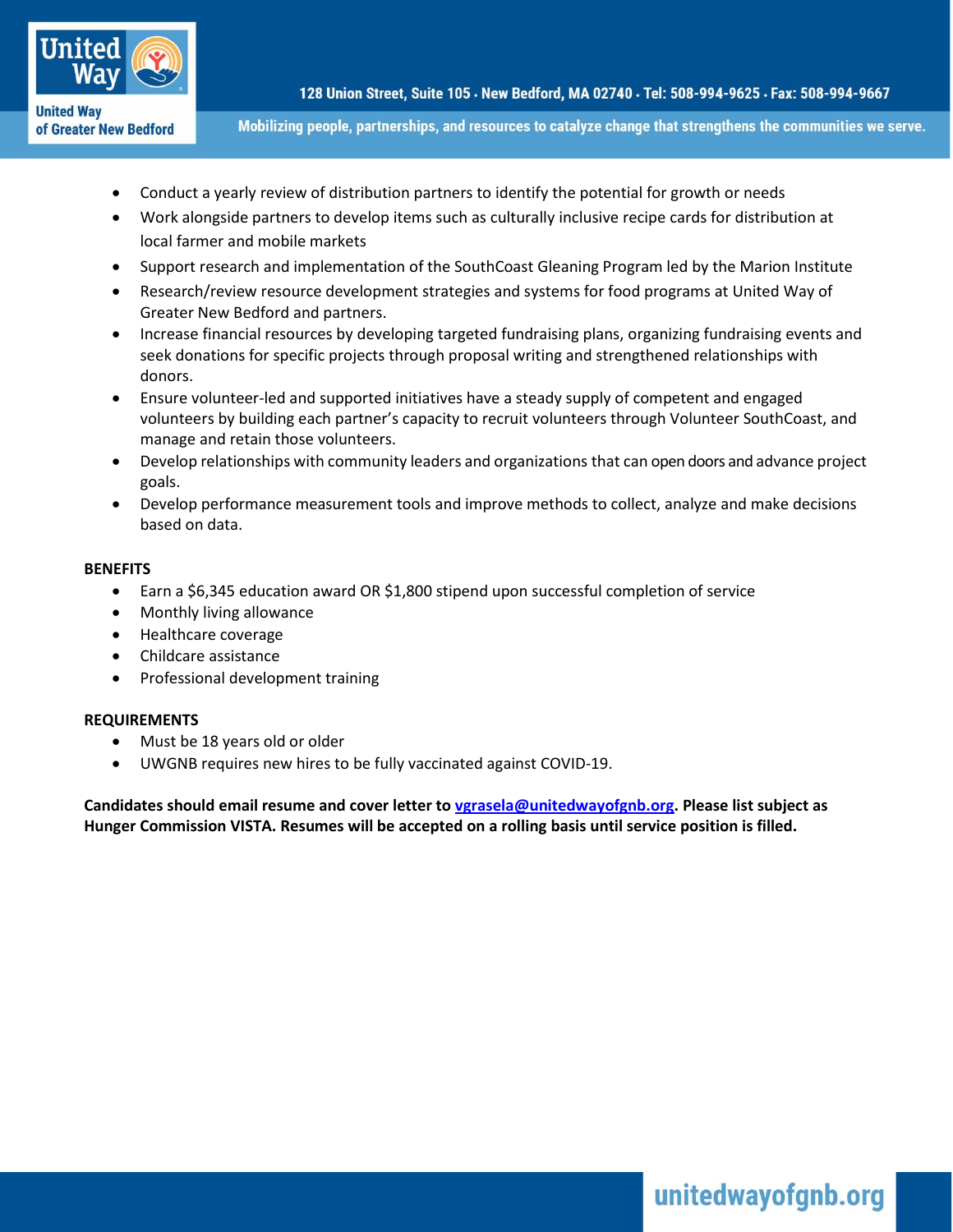- Conduct a yearly review of distribution partners to identify the potential for growth or needs
- Work alongside partners to develop items such as culturally inclusive recipe cards for distribution at local farmer and mobile markets
- Support research and implementation of the SouthCoast Gleaning Program led by the Marion Institute
- Research/review resource development strategies and systems for food programs at United Way of Greater New Bedford and partners.
- Increase financial resources by developing targeted fundraising plans, organizing fundraising events and seek donations for specific projects through proposal writing and strengthened relationships with donors.
- Ensure volunteer-led and supported initiatives have a steady supply of competent and engaged volunteers by building each partner's capacity to recruit volunteers through Volunteer SouthCoast, and manage and retain those volunteers.
- Develop relationships with community leaders and organizations that can open doors and advance project goals.
- Develop performance measurement tools and improve methods to collect, analyze and make decisions based on data.

**BENEFITS**

- Earn a $6,345 education award OR $1,800 stipend upon successful completion of service
- Monthly living allowance
- Healthcare coverage
- Childcare assistance
- Professional development training

**REQUIREMENTS**

- Must be 18 years old or older
- UWGNB requires new hires to be fully vaccinated against COVID-19.

**Candidates should email resume and cover letter to [vgrasela@unitedwayofgnb.org](mailto:vgrasela@unitedwayofgnb.org). Please list subject as Hunger Commission VISTA. Resumes will be accepted on a rolling basis until service position is filled.**